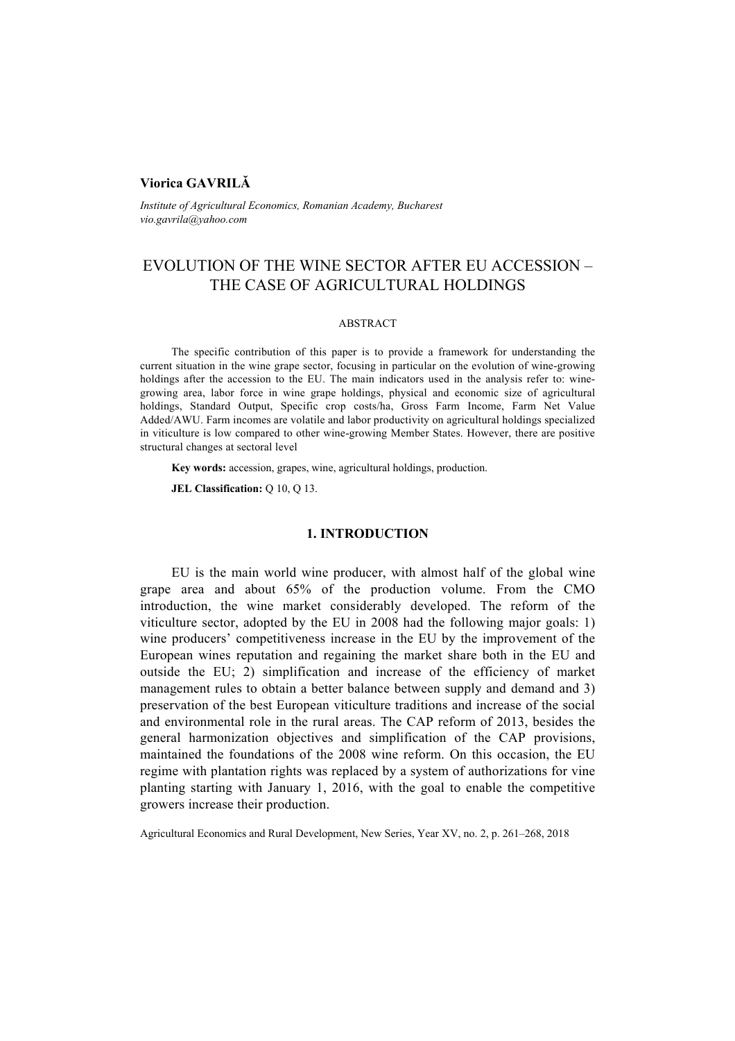**Viorica GAVRILĂ**

*Institute of Agricultural Economics, Romanian Academy, Bucharest*
*vio.gavrila@yahoo.com*

# EVOLUTION OF THE WINE SECTOR AFTER EU ACCESSION – THE CASE OF AGRICULTURAL HOLDINGS

## ABSTRACT

The specific contribution of this paper is to provide a framework for understanding the current situation in the wine grape sector, focusing in particular on the evolution of wine-growing holdings after the accession to the EU. The main indicators used in the analysis refer to: wine-growing area, labor force in wine grape holdings, physical and economic size of agricultural holdings, Standard Output, Specific crop costs/ha, Gross Farm Income, Farm Net Value Added/AWU. Farm incomes are volatile and labor productivity on agricultural holdings specialized in viticulture is low compared to other wine-growing Member States. However, there are positive structural changes at sectoral level

**Key words:** accession, grapes, wine, agricultural holdings, production.

**JEL Classification:** Q 10, Q 13.

## 1. INTRODUCTION

EU is the main world wine producer, with almost half of the global wine grape area and about 65% of the production volume. From the CMO introduction, the wine market considerably developed. The reform of the viticulture sector, adopted by the EU in 2008 had the following major goals: 1) wine producers' competitiveness increase in the EU by the improvement of the European wines reputation and regaining the market share both in the EU and outside the EU; 2) simplification and increase of the efficiency of market management rules to obtain a better balance between supply and demand and 3) preservation of the best European viticulture traditions and increase of the social and environmental role in the rural areas. The CAP reform of 2013, besides the general harmonization objectives and simplification of the CAP provisions, maintained the foundations of the 2008 wine reform. On this occasion, the EU regime with plantation rights was replaced by a system of authorizations for vine planting starting with January 1, 2016, with the goal to enable the competitive growers increase their production.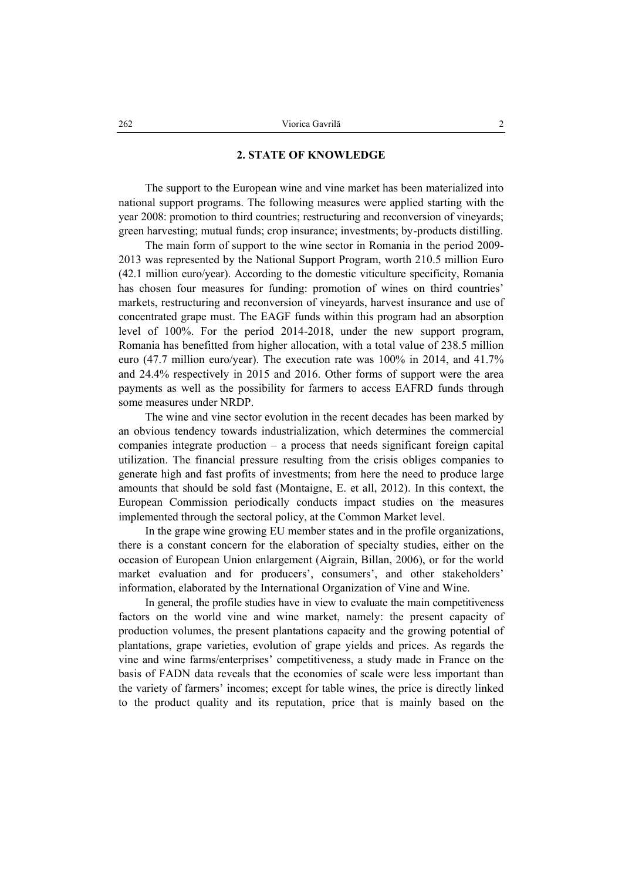## 2. STATE OF KNOWLEDGE

The support to the European wine and vine market has been materialized into national support programs. The following measures were applied starting with the year 2008: promotion to third countries; restructuring and reconversion of vineyards; green harvesting; mutual funds; crop insurance; investments; by-products distilling.

The main form of support to the wine sector in Romania in the period 2009-2013 was represented by the National Support Program, worth 210.5 million Euro (42.1 million euro/year). According to the domestic viticulture specificity, Romania has chosen four measures for funding: promotion of wines on third countries' markets, restructuring and reconversion of vineyards, harvest insurance and use of concentrated grape must. The EAGF funds within this program had an absorption level of 100%. For the period 2014-2018, under the new support program, Romania has benefitted from higher allocation, with a total value of 238.5 million euro (47.7 million euro/year). The execution rate was 100% in 2014, and 41.7% and 24.4% respectively in 2015 and 2016. Other forms of support were the area payments as well as the possibility for farmers to access EAFRD funds through some measures under NRDP.

The wine and vine sector evolution in the recent decades has been marked by an obvious tendency towards industrialization, which determines the commercial companies integrate production – a process that needs significant foreign capital utilization. The financial pressure resulting from the crisis obliges companies to generate high and fast profits of investments; from here the need to produce large amounts that should be sold fast (Montaigne, E. et all, 2012). In this context, the European Commission periodically conducts impact studies on the measures implemented through the sectoral policy, at the Common Market level.

In the grape wine growing EU member states and in the profile organizations, there is a constant concern for the elaboration of specialty studies, either on the occasion of European Union enlargement (Aigrain, Billan, 2006), or for the world market evaluation and for producers', consumers', and other stakeholders' information, elaborated by the International Organization of Vine and Wine.

In general, the profile studies have in view to evaluate the main competitiveness factors on the world vine and wine market, namely: the present capacity of production volumes, the present plantations capacity and the growing potential of plantations, grape varieties, evolution of grape yields and prices. As regards the vine and wine farms/enterprises' competitiveness, a study made in France on the basis of FADN data reveals that the economies of scale were less important than the variety of farmers' incomes; except for table wines, the price is directly linked to the product quality and its reputation, price that is mainly based on the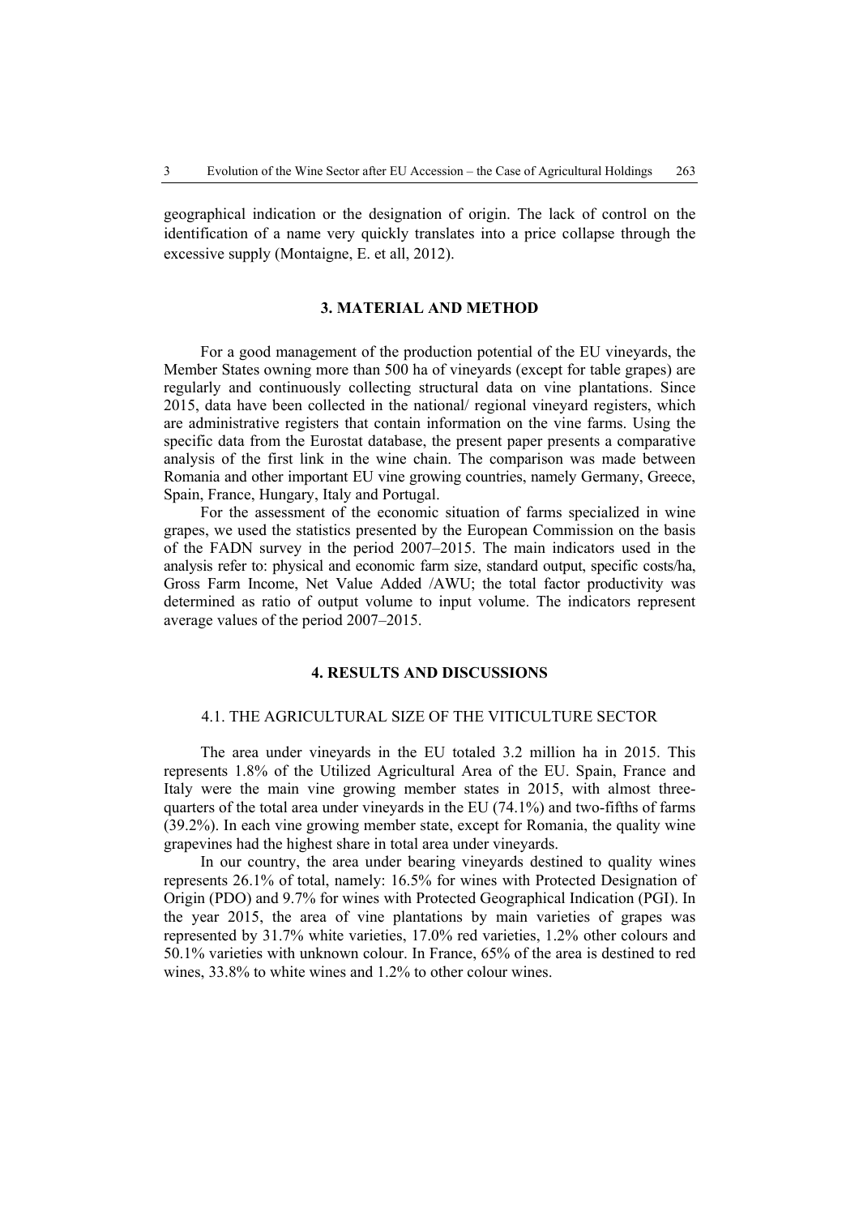geographical indication or the designation of origin. The lack of control on the identification of a name very quickly translates into a price collapse through the excessive supply (Montaigne, E. et all, 2012).

## 3. MATERIAL AND METHOD

For a good management of the production potential of the EU vineyards, the Member States owning more than 500 ha of vineyards (except for table grapes) are regularly and continuously collecting structural data on vine plantations. Since 2015, data have been collected in the national/ regional vineyard registers, which are administrative registers that contain information on the vine farms. Using the specific data from the Eurostat database, the present paper presents a comparative analysis of the first link in the wine chain. The comparison was made between Romania and other important EU vine growing countries, namely Germany, Greece, Spain, France, Hungary, Italy and Portugal.

For the assessment of the economic situation of farms specialized in wine grapes, we used the statistics presented by the European Commission on the basis of the FADN survey in the period 2007–2015. The main indicators used in the analysis refer to: physical and economic farm size, standard output, specific costs/ha, Gross Farm Income, Net Value Added /AWU; the total factor productivity was determined as ratio of output volume to input volume. The indicators represent average values of the period 2007–2015.

## 4. RESULTS AND DISCUSSIONS

### 4.1. THE AGRICULTURAL SIZE OF THE VITICULTURE SECTOR

The area under vineyards in the EU totaled 3.2 million ha in 2015. This represents 1.8% of the Utilized Agricultural Area of the EU. Spain, France and Italy were the main vine growing member states in 2015, with almost three-quarters of the total area under vineyards in the EU (74.1%) and two-fifths of farms (39.2%). In each vine growing member state, except for Romania, the quality wine grapevines had the highest share in total area under vineyards.

In our country, the area under bearing vineyards destined to quality wines represents 26.1% of total, namely: 16.5% for wines with Protected Designation of Origin (PDO) and 9.7% for wines with Protected Geographical Indication (PGI). In the year 2015, the area of vine plantations by main varieties of grapes was represented by 31.7% white varieties, 17.0% red varieties, 1.2% other colours and 50.1% varieties with unknown colour. In France, 65% of the area is destined to red wines, 33.8% to white wines and 1.2% to other colour wines.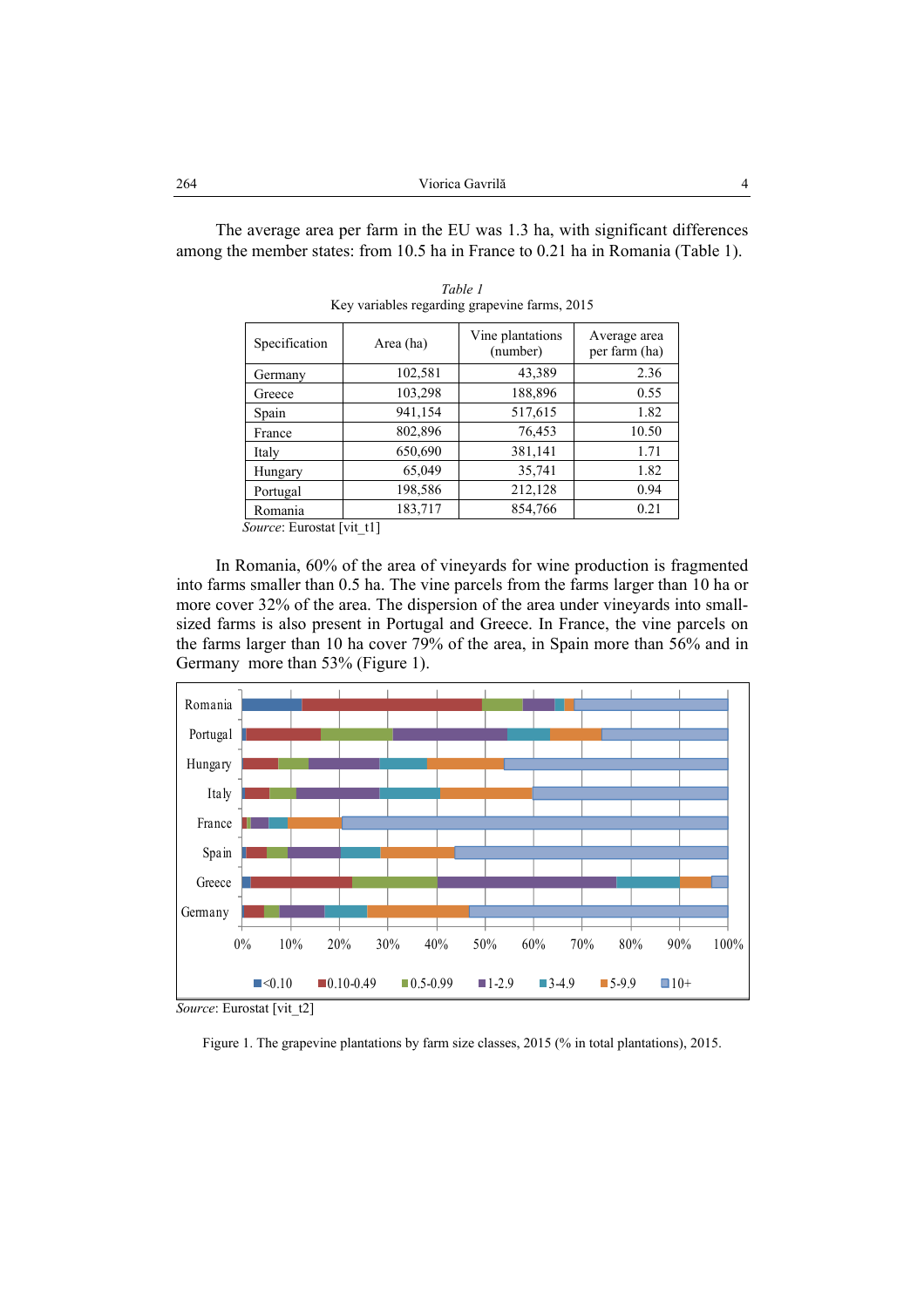The average area per farm in the EU was 1.3 ha, with significant differences among the member states: from 10.5 ha in France to 0.21 ha in Romania (Table 1).

*Table 1*

Key variables regarding grapevine farms, 2015

| Specification | Area (ha) | Vine plantations (number) | Average area per farm (ha) |
|---|---|---|---|
| Germany | 102,581 | 43,389 | 2.36 |
| Greece | 103,298 | 188,896 | 0.55 |
| Spain | 941,154 | 517,615 | 1.82 |
| France | 802,896 | 76,453 | 10.50 |
| Italy | 650,690 | 381,141 | 1.71 |
| Hungary | 65,049 | 35,741 | 1.82 |
| Portugal | 198,586 | 212,128 | 0.94 |
| Romania | 183,717 | 854,766 | 0.21 |

*Source*: Eurostat [vit_t1]

In Romania, 60% of the area of vineyards for wine production is fragmented into farms smaller than 0.5 ha. The vine parcels from the farms larger than 10 ha or more cover 32% of the area. The dispersion of the area under vineyards into small-sized farms is also present in Portugal and Greece. In France, the vine parcels on the farms larger than 10 ha cover 79% of the area, in Spain more than 56% and in Germany more than 53% (Figure 1).

*Source*: Eurostat [vit_t2]

Figure 1. The grapevine plantations by farm size classes, 2015 (% in total plantations), 2015.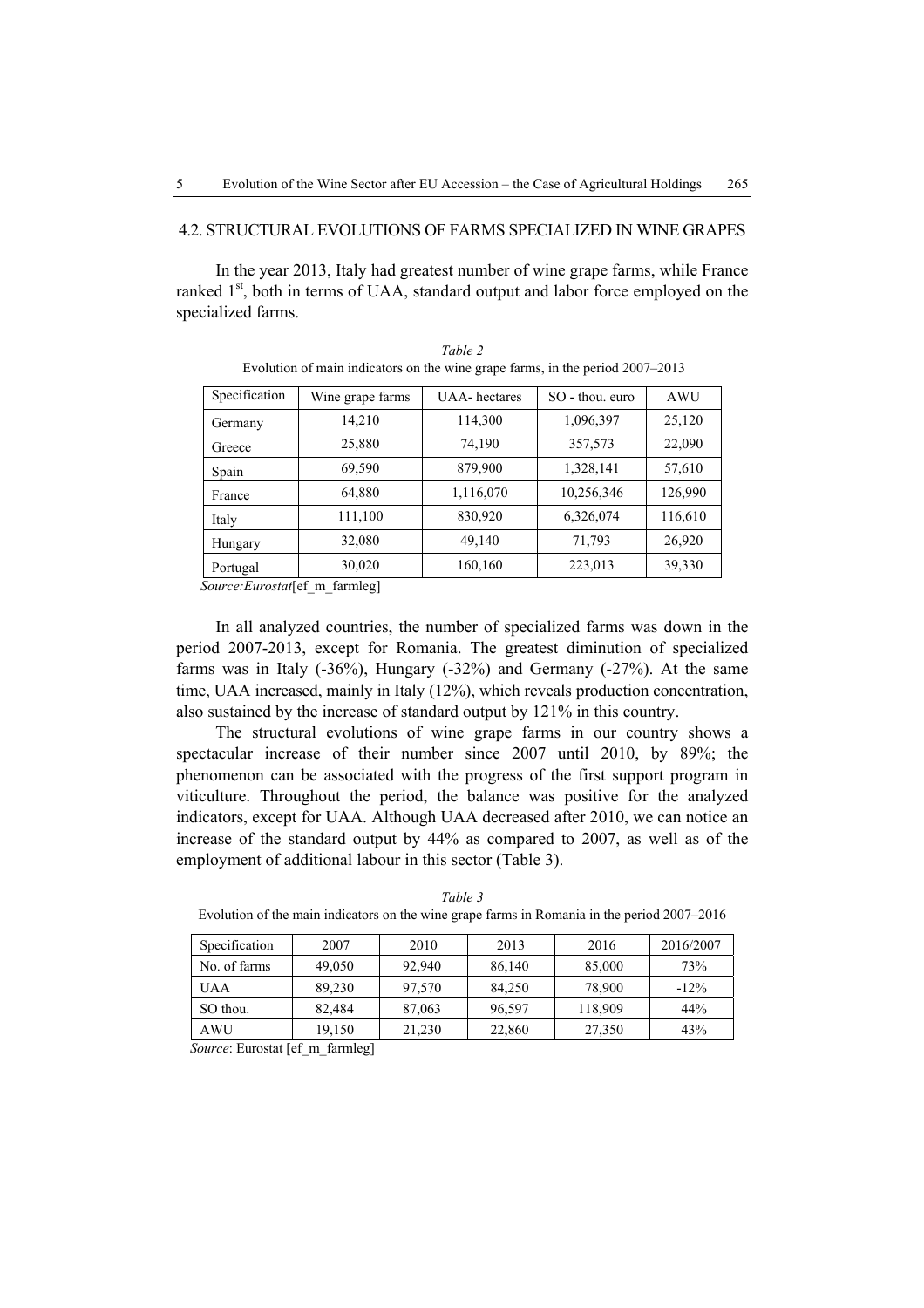## 4.2. STRUCTURAL EVOLUTIONS OF FARMS SPECIALIZED IN WINE GRAPES

In the year 2013, Italy had greatest number of wine grape farms, while France ranked 1[st], both in terms of UAA, standard output and labor force employed on the specialized farms.

*Table 2*

Evolution of main indicators on the wine grape farms, in the period 2007–2013

| Specification | Wine grape farms | UAA- hectares | SO - thou. euro | AWU |
|---|---|---|---|---|
| Germany | 14,210 | 114,300 | 1,096,397 | 25,120 |
| Greece | 25,880 | 74,190 | 357,573 | 22,090 |
| Spain | 69,590 | 879,900 | 1,328,141 | 57,610 |
| France | 64,880 | 1,116,070 | 10,256,346 | 126,990 |
| Italy | 111,100 | 830,920 | 6,326,074 | 116,610 |
| Hungary | 32,080 | 49,140 | 71,793 | 26,920 |
| Portugal | 30,020 | 160,160 | 223,013 | 39,330 |

*Source:Eurostat*[ef_m_farmleg]

In all analyzed countries, the number of specialized farms was down in the period 2007-2013, except for Romania. The greatest diminution of specialized farms was in Italy (-36%), Hungary (-32%) and Germany (-27%). At the same time, UAA increased, mainly in Italy (12%), which reveals production concentration, also sustained by the increase of standard output by 121% in this country.

The structural evolutions of wine grape farms in our country shows a spectacular increase of their number since 2007 until 2010, by 89%; the phenomenon can be associated with the progress of the first support program in viticulture. Throughout the period, the balance was positive for the analyzed indicators, except for UAA. Although UAA decreased after 2010, we can notice an increase of the standard output by 44% as compared to 2007, as well as of the employment of additional labour in this sector (Table 3).

*Table 3*

Evolution of the main indicators on the wine grape farms in Romania in the period 2007–2016

| Specification | 2007 | 2010 | 2013 | 2016 | 2016/2007 |
|---|---|---|---|---|---|
| No. of farms | 49,050 | 92,940 | 86,140 | 85,000 | 73% |
| UAA | 89,230 | 97,570 | 84,250 | 78,900 | -12% |
| SO thou. | 82,484 | 87,063 | 96,597 | 118,909 | 44% |
| AWU | 19,150 | 21,230 | 22,860 | 27,350 | 43% |

*Source*: Eurostat [ef_m_farmleg]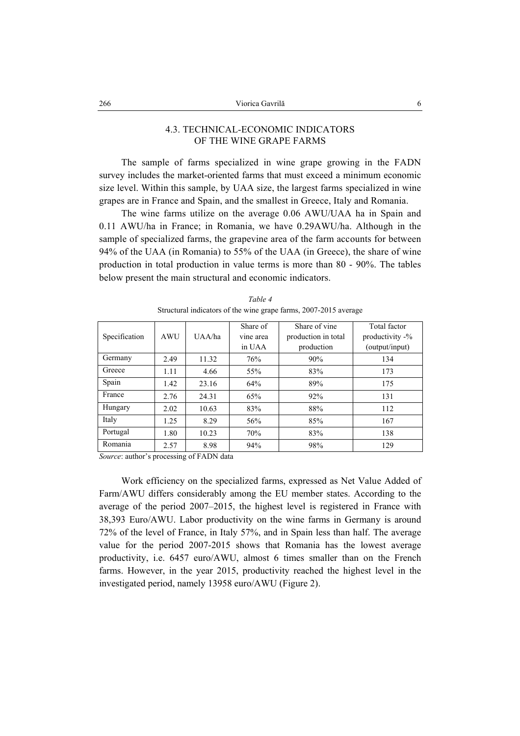### 4.3. TECHNICAL-ECONOMIC INDICATORS OF THE WINE GRAPE FARMS

The sample of farms specialized in wine grape growing in the FADN survey includes the market-oriented farms that must exceed a minimum economic size level. Within this sample, by UAA size, the largest farms specialized in wine grapes are in France and Spain, and the smallest in Greece, Italy and Romania.

The wine farms utilize on the average 0.06 AWU/UAA ha in Spain and 0.11 AWU/ha in France; in Romania, we have 0.29AWU/ha. Although in the sample of specialized farms, the grapevine area of the farm accounts for between 94% of the UAA (in Romania) to 55% of the UAA (in Greece), the share of wine production in total production in value terms is more than 80 - 90%. The tables below present the main structural and economic indicators.

*Table 4*

Structural indicators of the wine grape farms, 2007-2015 average

| Specification | AWU | UAA/ha | Share of vine area in UAA | Share of vine production in total production | Total factor productivity -% (output/input) |
|---|---|---|---|---|---|
| Germany | 2.49 | 11.32 | 76% | 90% | 134 |
| Greece | 1.11 | 4.66 | 55% | 83% | 173 |
| Spain | 1.42 | 23.16 | 64% | 89% | 175 |
| France | 2.76 | 24.31 | 65% | 92% | 131 |
| Hungary | 2.02 | 10.63 | 83% | 88% | 112 |
| Italy | 1.25 | 8.29 | 56% | 85% | 167 |
| Portugal | 1.80 | 10.23 | 70% | 83% | 138 |
| Romania | 2.57 | 8.98 | 94% | 98% | 129 |

*Source*: author's processing of FADN data

Work efficiency on the specialized farms, expressed as Net Value Added of Farm/AWU differs considerably among the EU member states. According to the average of the period 2007–2015, the highest level is registered in France with 38,393 Euro/AWU. Labor productivity on the wine farms in Germany is around 72% of the level of France, in Italy 57%, and in Spain less than half. The average value for the period 2007-2015 shows that Romania has the lowest average productivity, i.e. 6457 euro/AWU, almost 6 times smaller than on the French farms. However, in the year 2015, productivity reached the highest level in the investigated period, namely 13958 euro/AWU (Figure 2).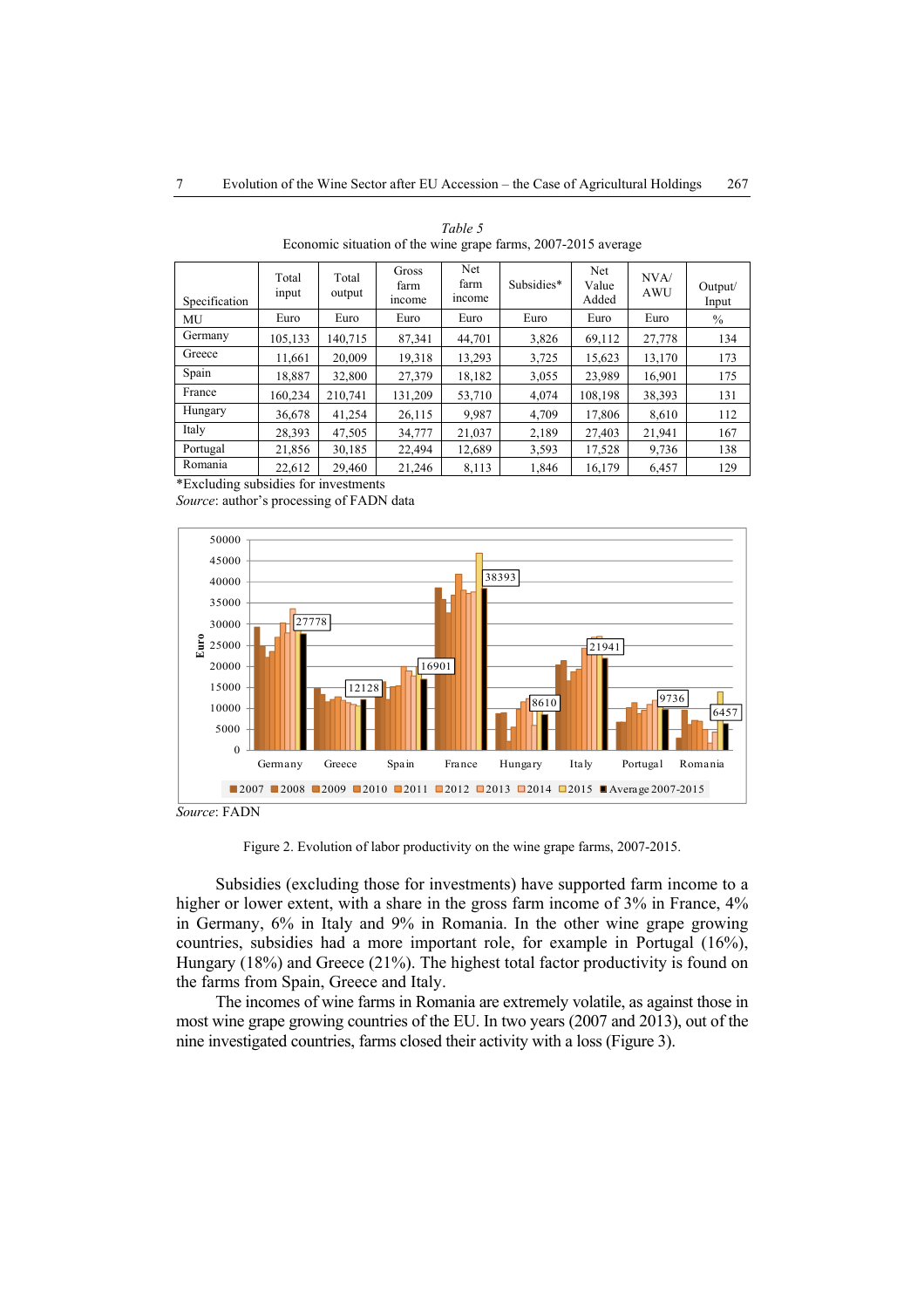*Table 5*

Economic situation of the wine grape farms, 2007-2015 average

| Specification | Total input | Total output | Gross farm income | Net farm income | Subsidies* | Net Value Added | NVA/ AWU | Output/ Input |
|---|---|---|---|---|---|---|---|---|
| MU | Euro | Euro | Euro | Euro | Euro | Euro | Euro | % |
| Germany | 105,133 | 140,715 | 87,341 | 44,701 | 3,826 | 69,112 | 27,778 | 134 |
| Greece | 11,661 | 20,009 | 19,318 | 13,293 | 3,725 | 15,623 | 13,170 | 173 |
| Spain | 18,887 | 32,800 | 27,379 | 18,182 | 3,055 | 23,989 | 16,901 | 175 |
| France | 160,234 | 210,741 | 131,209 | 53,710 | 4,074 | 108,198 | 38,393 | 131 |
| Hungary | 36,678 | 41,254 | 26,115 | 9,987 | 4,709 | 17,806 | 8,610 | 112 |
| Italy | 28,393 | 47,505 | 34,777 | 21,037 | 2,189 | 27,403 | 21,941 | 167 |
| Portugal | 21,856 | 30,185 | 22,494 | 12,689 | 3,593 | 17,528 | 9,736 | 138 |
| Romania | 22,612 | 29,460 | 21,246 | 8,113 | 1,846 | 16,179 | 6,457 | 129 |

*Excluding subsidies for investments

*Source*: author's processing of FADN data

*Source*: FADN

Figure 2. Evolution of labor productivity on the wine grape farms, 2007-2015.

Subsidies (excluding those for investments) have supported farm income to a higher or lower extent, with a share in the gross farm income of 3% in France, 4% in Germany, 6% in Italy and 9% in Romania. In the other wine grape growing countries, subsidies had a more important role, for example in Portugal (16%), Hungary (18%) and Greece (21%). The highest total factor productivity is found on the farms from Spain, Greece and Italy.

The incomes of wine farms in Romania are extremely volatile, as against those in most wine grape growing countries of the EU. In two years (2007 and 2013), out of the nine investigated countries, farms closed their activity with a loss (Figure 3).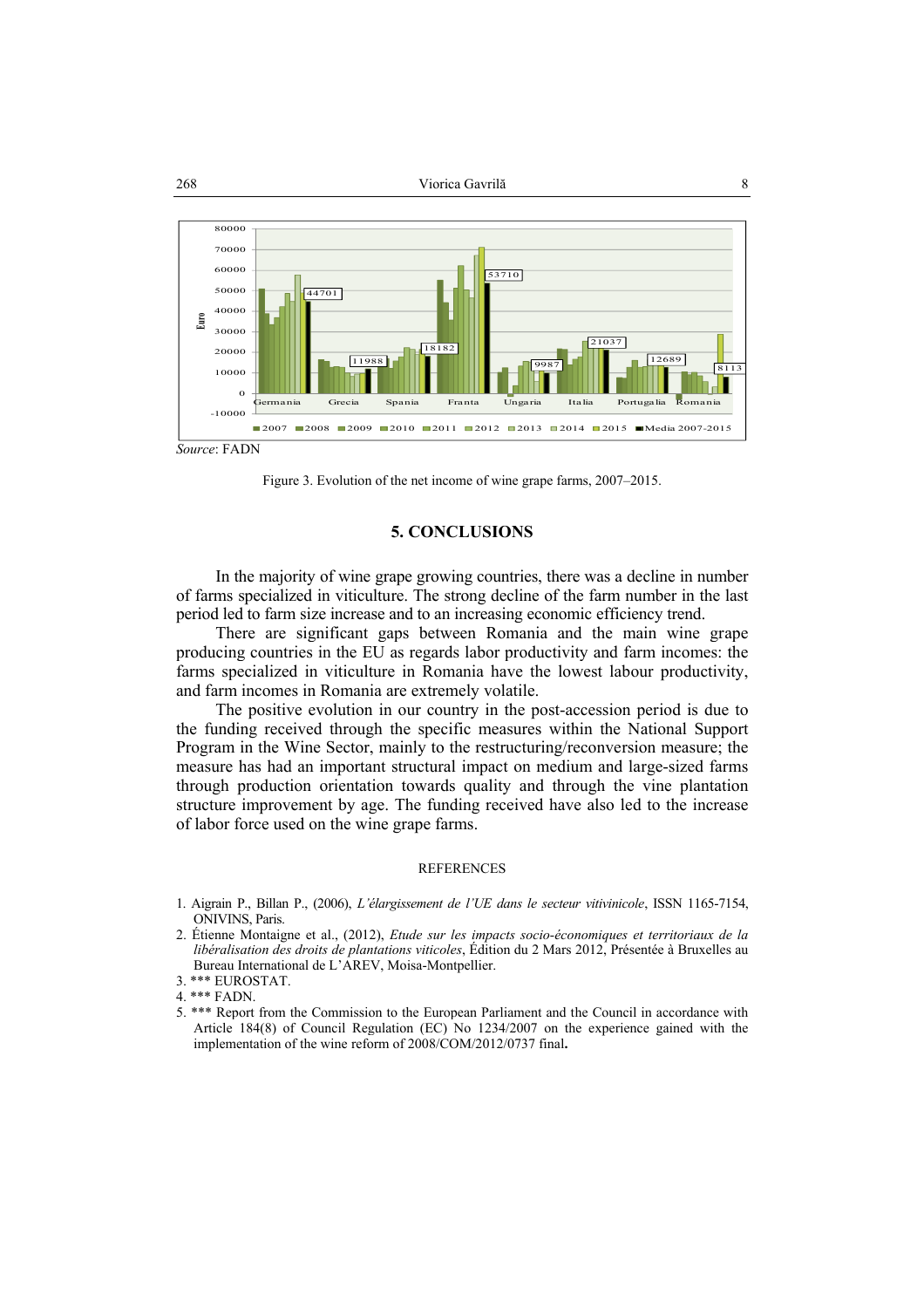80000
70000
60000
50000
40000
30000
20000
10000
0
-10000

Euro

44701
11988
18182
53710
9987
21037
12689
8113

Germania Grecia Spania Franta Ungaria Italia Portugalia Romania

2007 2008 2009 2010 2011 2012 2013 2014 2015 Media 2007-2015

*Source*: FADN

Figure 3. Evolution of the net income of wine grape farms, 2007–2015.

## 5. CONCLUSIONS

In the majority of wine grape growing countries, there was a decline in number of farms specialized in viticulture. The strong decline of the farm number in the last period led to farm size increase and to an increasing economic efficiency trend.

There are significant gaps between Romania and the main wine grape producing countries in the EU as regards labor productivity and farm incomes: the farms specialized in viticulture in Romania have the lowest labour productivity, and farm incomes in Romania are extremely volatile.

The positive evolution in our country in the post-accession period is due to the funding received through the specific measures within the National Support Program in the Wine Sector, mainly to the restructuring/reconversion measure; the measure has had an important structural impact on medium and large-sized farms through production orientation towards quality and through the vine plantation structure improvement by age. The funding received have also led to the increase of labor force used on the wine grape farms.

### REFERENCES

1. Aigrain P., Billan P., (2006), *L'élargissement de l'UE dans le secteur vitivinicole*, ISSN 1165-7154, ONIVINS, Paris.
2. Étienne Montaigne et al., (2012), *Etude sur les impacts socio-économiques et territoriaux de la libéralisation des droits de plantations viticoles*, Édition du 2 Mars 2012, Présentée à Bruxelles au Bureau International de L'AREV, Moisa-Montpellier.
3. *** EUROSTAT.
4. *** FADN.
5. *** Report from the Commission to the European Parliament and the Council in accordance with Article 184(8) of Council Regulation (EC) No 1234/2007 on the experience gained with the implementation of the wine reform of 2008/COM/2012/0737 final**.**